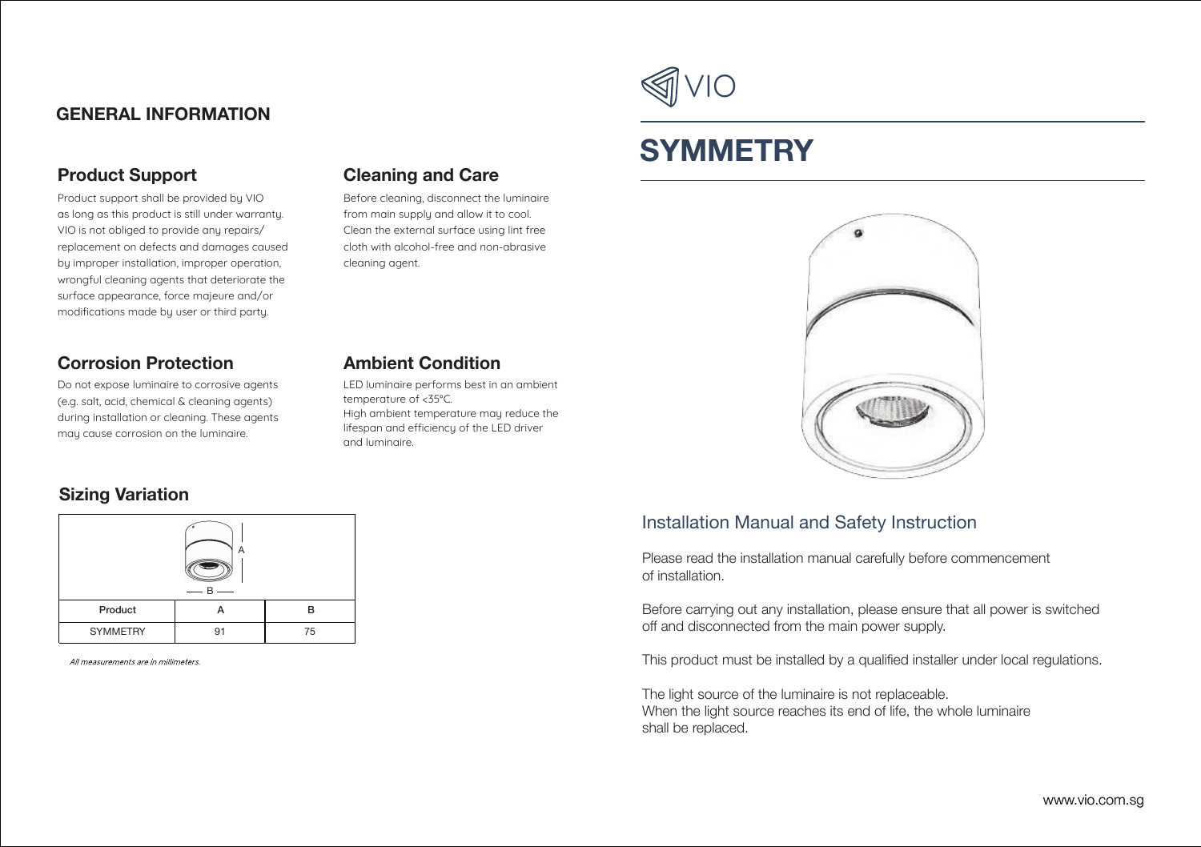# SYMMETRY

## Installation Manual and Safety Instruction

Please read the installation manual carefully before commencement of installation.

Before carrying out any installation, please ensure that all power is switched off and disconnected from the main power supply.

This product must be installed by a qualified installer under local regulations.

The light source of the luminaire is not replaceable.
When the light source reaches its end of life, the whole luminaire shall be replaced.

## GENERAL INFORMATION

### Product Support

Product support shall be provided by VIO as long as this product is still under warranty. VIO is not obliged to provide any repairs/ replacement on defects and damages caused by improper installation, improper operation, wrongful cleaning agents that deteriorate the surface appearance, force majeure and/or modifications made by user or third party.

### Cleaning and Care

Before cleaning, disconnect the luminaire from main supply and allow it to cool. Clean the external surface using lint free cloth with alcohol-free and non-abrasive cleaning agent.

### Corrosion Protection

Do not expose luminaire to corrosive agents (e.g. salt, acid, chemical & cleaning agents) during installation or cleaning. These agents may cause corrosion on the luminaire.

### Ambient Condition

LED luminaire performs best in an ambient temperature of <35°C.
High ambient temperature may reduce the lifespan and efficiency of the LED driver and luminaire.

### Sizing Variation

| Product | A | B |
| --- | --- | --- |
| SYMMETRY | 91 | 75 |

*All measurements are in millimeters.*

www.vio.com.sg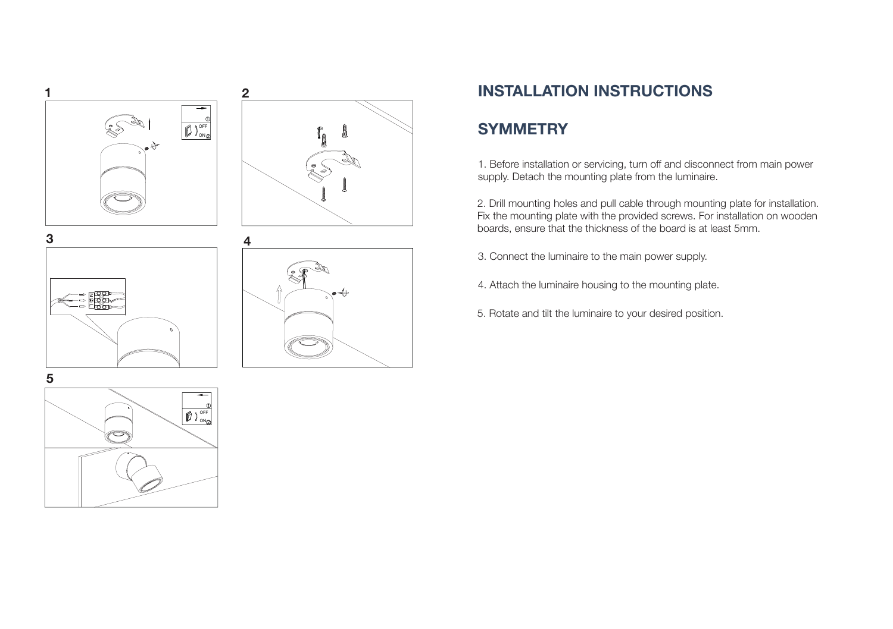# INSTALLATION INSTRUCTIONS

## SYMMETRY

1. Before installation or servicing, turn off and disconnect from main power supply. Detach the mounting plate from the luminaire.

2. Drill mounting holes and pull cable through mounting plate for installation. Fix the mounting plate with the provided screws. For installation on wooden boards, ensure that the thickness of the board is at least 5mm.

3. Connect the luminaire to the main power supply.

4. Attach the luminaire housing to the mounting plate.

5. Rotate and tilt the luminaire to your desired position.